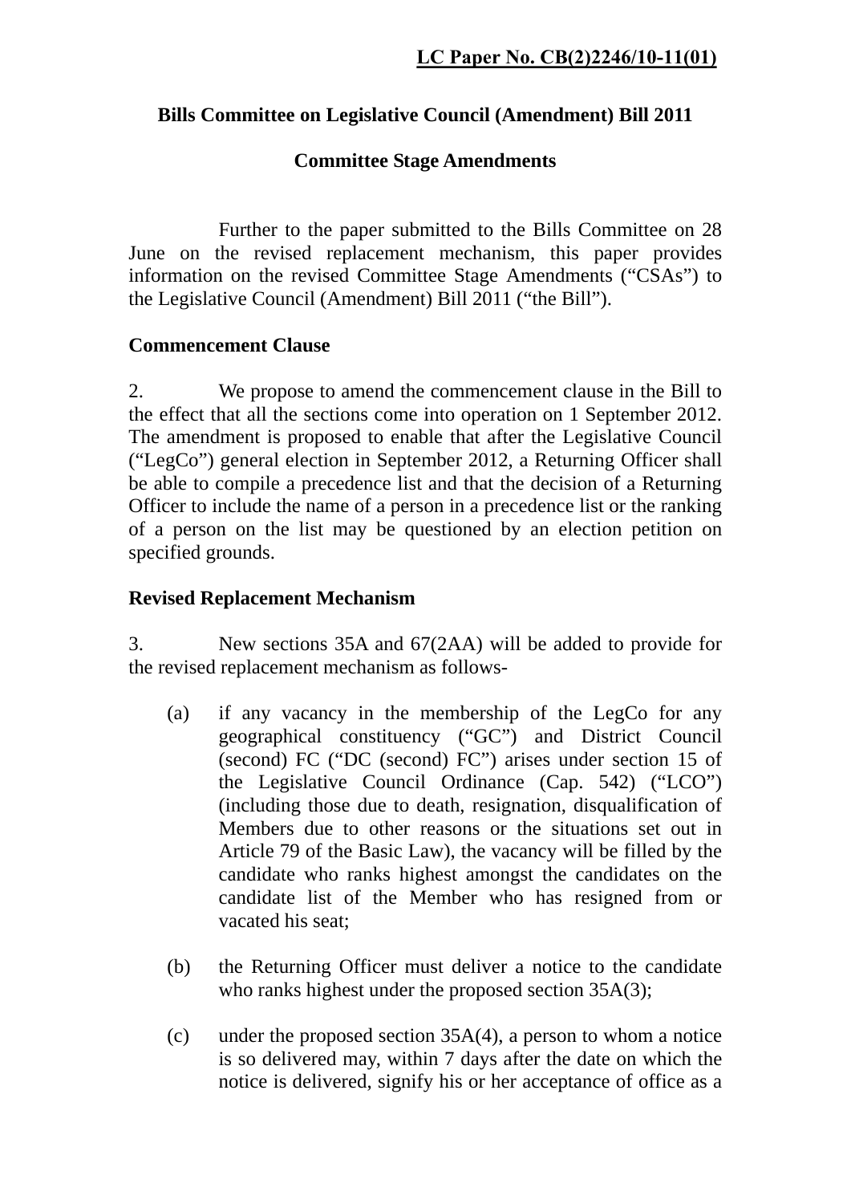**LC Paper No. CB(2)2246/10-11(01)**

# Bills Committee on Legislative Council (Amendment) Bill 2011

## Committee Stage Amendments

Further to the paper submitted to the Bills Committee on 28 June on the revised replacement mechanism, this paper provides information on the revised Committee Stage Amendments ("CSAs") to the Legislative Council (Amendment) Bill 2011 ("the Bill").

### Commencement Clause

2. We propose to amend the commencement clause in the Bill to the effect that all the sections come into operation on 1 September 2012. The amendment is proposed to enable that after the Legislative Council ("LegCo") general election in September 2012, a Returning Officer shall be able to compile a precedence list and that the decision of a Returning Officer to include the name of a person in a precedence list or the ranking of a person on the list may be questioned by an election petition on specified grounds.

### Revised Replacement Mechanism

3. New sections 35A and 67(2AA) will be added to provide for the revised replacement mechanism as follows-

(a) if any vacancy in the membership of the LegCo for any geographical constituency ("GC") and District Council (second) FC ("DC (second) FC") arises under section 15 of the Legislative Council Ordinance (Cap. 542) ("LCO") (including those due to death, resignation, disqualification of Members due to other reasons or the situations set out in Article 79 of the Basic Law), the vacancy will be filled by the candidate who ranks highest amongst the candidates on the candidate list of the Member who has resigned from or vacated his seat;

(b) the Returning Officer must deliver a notice to the candidate who ranks highest under the proposed section 35A(3);

(c) under the proposed section 35A(4), a person to whom a notice is so delivered may, within 7 days after the date on which the notice is delivered, signify his or her acceptance of office as a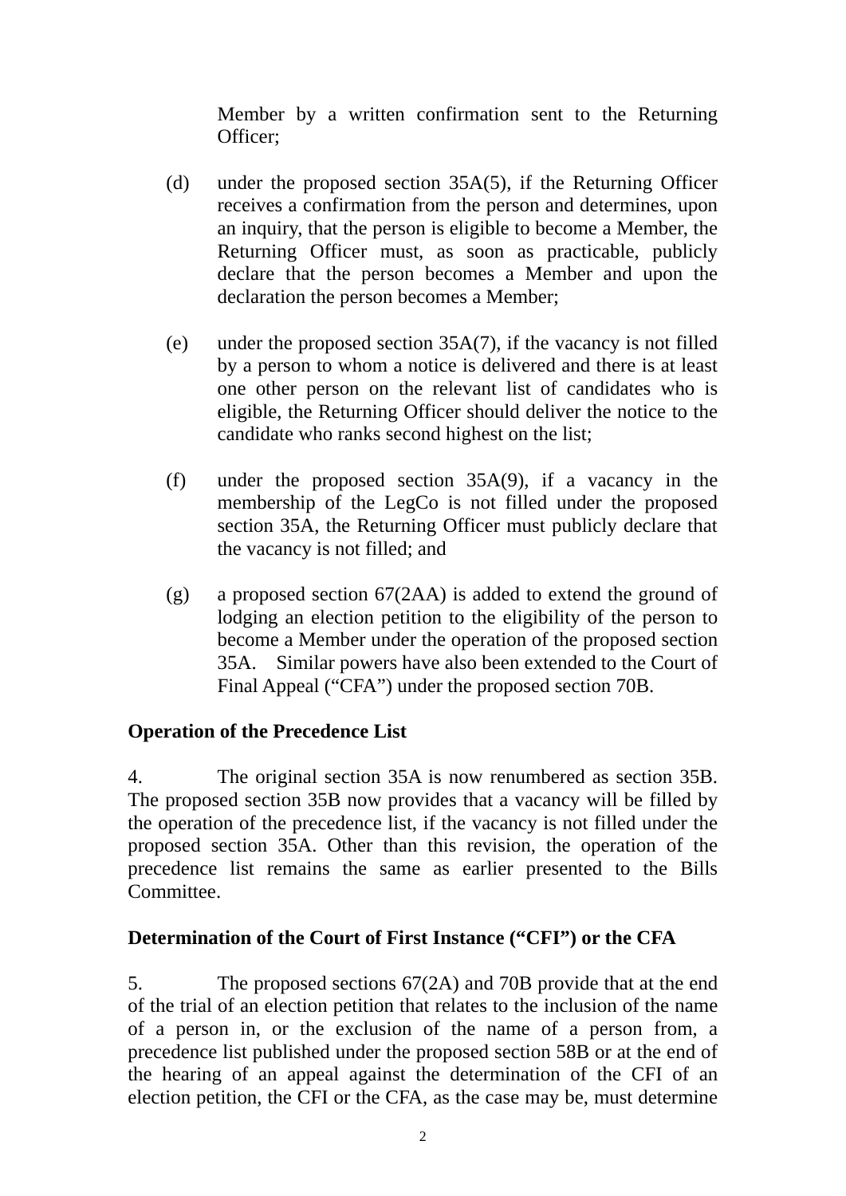Member by a written confirmation sent to the Returning Officer;

(d) under the proposed section 35A(5), if the Returning Officer receives a confirmation from the person and determines, upon an inquiry, that the person is eligible to become a Member, the Returning Officer must, as soon as practicable, publicly declare that the person becomes a Member and upon the declaration the person becomes a Member;

(e) under the proposed section 35A(7), if the vacancy is not filled by a person to whom a notice is delivered and there is at least one other person on the relevant list of candidates who is eligible, the Returning Officer should deliver the notice to the candidate who ranks second highest on the list;

(f) under the proposed section 35A(9), if a vacancy in the membership of the LegCo is not filled under the proposed section 35A, the Returning Officer must publicly declare that the vacancy is not filled; and

(g) a proposed section 67(2AA) is added to extend the ground of lodging an election petition to the eligibility of the person to become a Member under the operation of the proposed section 35A. Similar powers have also been extended to the Court of Final Appeal ("CFA") under the proposed section 70B.

**Operation of the Precedence List**

4. The original section 35A is now renumbered as section 35B. The proposed section 35B now provides that a vacancy will be filled by the operation of the precedence list, if the vacancy is not filled under the proposed section 35A. Other than this revision, the operation of the precedence list remains the same as earlier presented to the Bills Committee.

**Determination of the Court of First Instance ("CFI") or the CFA**

5. The proposed sections 67(2A) and 70B provide that at the end of the trial of an election petition that relates to the inclusion of the name of a person in, or the exclusion of the name of a person from, a precedence list published under the proposed section 58B or at the end of the hearing of an appeal against the determination of the CFI of an election petition, the CFI or the CFA, as the case may be, must determine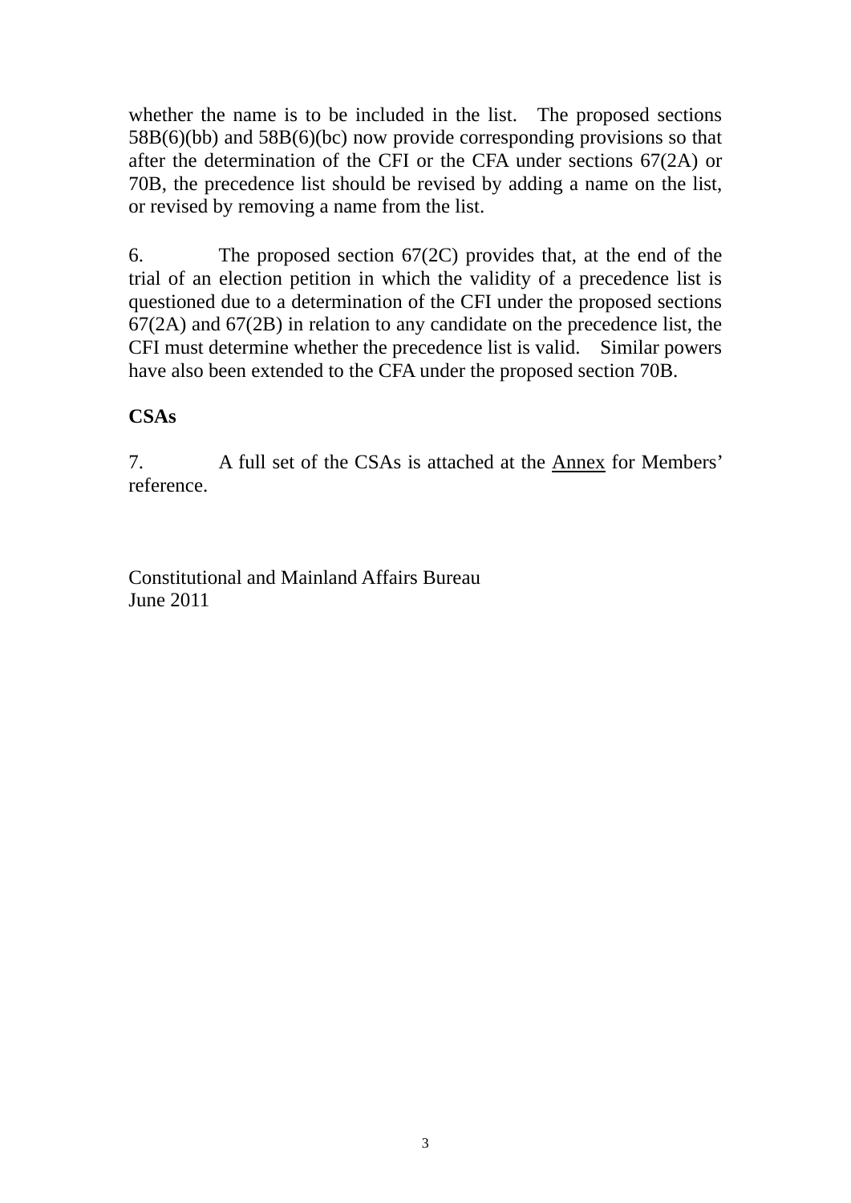whether the name is to be included in the list. The proposed sections 58B(6)(bb) and 58B(6)(bc) now provide corresponding provisions so that after the determination of the CFI or the CFA under sections 67(2A) or 70B, the precedence list should be revised by adding a name on the list, or revised by removing a name from the list.

6. The proposed section 67(2C) provides that, at the end of the trial of an election petition in which the validity of a precedence list is questioned due to a determination of the CFI under the proposed sections 67(2A) and 67(2B) in relation to any candidate on the precedence list, the CFI must determine whether the precedence list is valid. Similar powers have also been extended to the CFA under the proposed section 70B.

**CSAs**

7. A full set of the CSAs is attached at the Annex for Members' reference.

Constitutional and Mainland Affairs Bureau
June 2011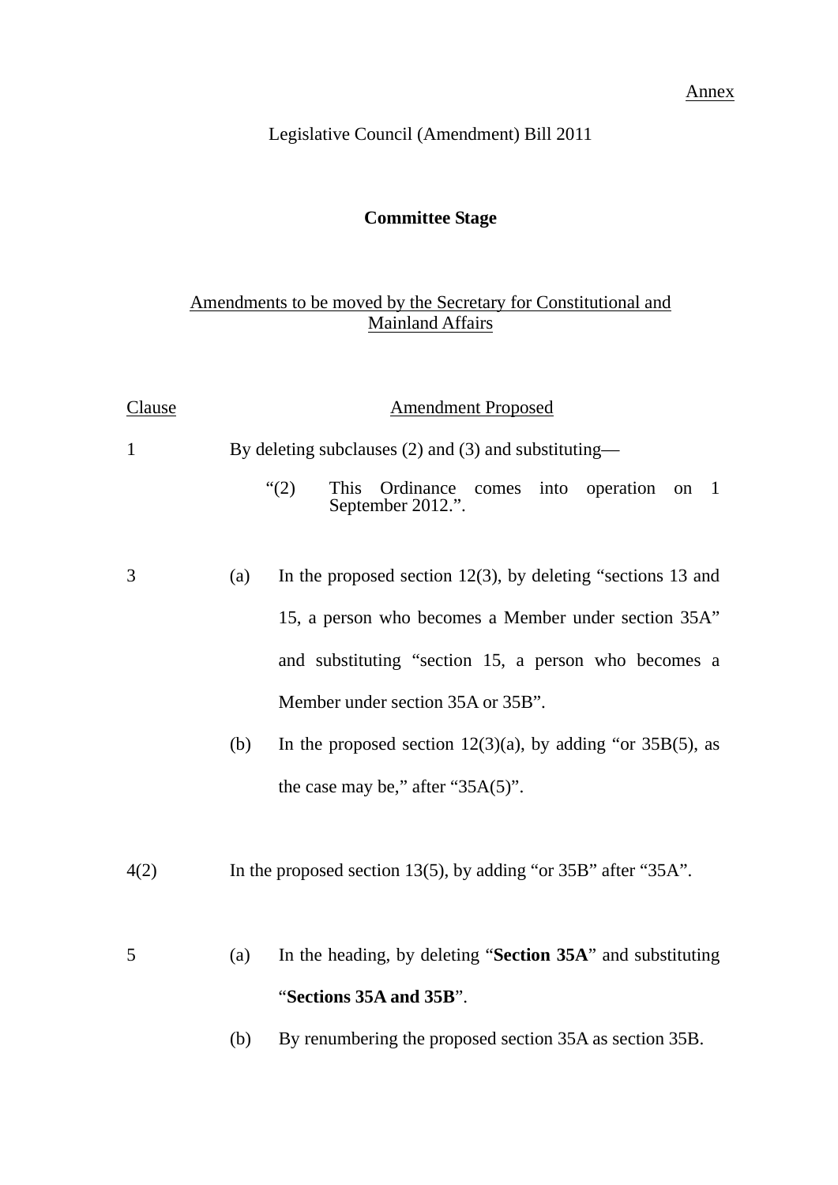Annex

Legislative Council (Amendment) Bill 2011

**Committee Stage**

Amendments to be moved by the Secretary for Constitutional and Mainland Affairs

| Clause | Amendment Proposed |
|---|---|
| 1 | By deleting subclauses (2) and (3) and substituting— “(2) This Ordinance comes into operation on 1 September 2012.”. |
| 3 | (a) In the proposed section 12(3), by deleting “sections 13 and 15, a person who becomes a Member under section 35A” and substituting “section 15, a person who becomes a Member under section 35A or 35B”. |
| | (b) In the proposed section 12(3)(a), by adding “or 35B(5), as the case may be,” after “35A(5)”. |
| 4(2) | In the proposed section 13(5), by adding “or 35B” after “35A”. |
| 5 | (a) In the heading, by deleting “**Section 35A**” and substituting “**Sections 35A and 35B**”. |
| | (b) By renumbering the proposed section 35A as section 35B. |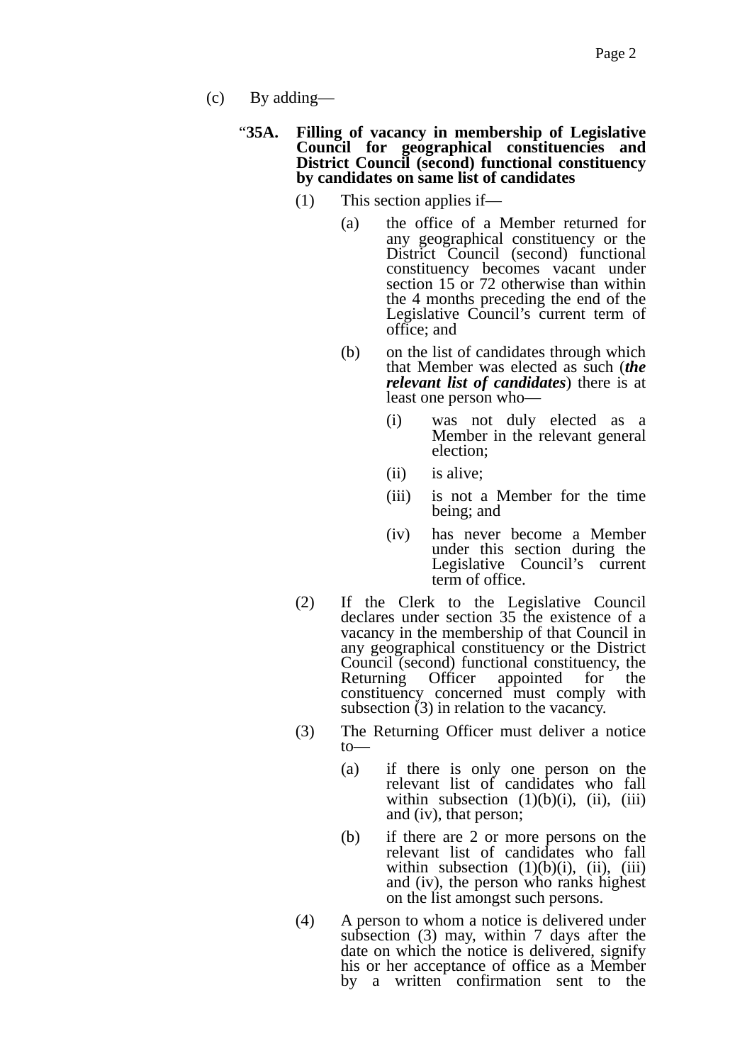(c) By adding—

"**35A. Filling of vacancy in membership of Legislative Council for geographical constituencies and District Council (second) functional constituency by candidates on same list of candidates**

(1) This section applies if—

(a) the office of a Member returned for any geographical constituency or the District Council (second) functional constituency becomes vacant under section 15 or 72 otherwise than within the 4 months preceding the end of the Legislative Council's current term of office; and

(b) on the list of candidates through which that Member was elected as such (***the relevant list of candidates***) there is at least one person who—

(i) was not duly elected as a Member in the relevant general election;

(ii) is alive;

(iii) is not a Member for the time being; and

(iv) has never become a Member under this section during the Legislative Council's current term of office.

(2) If the Clerk to the Legislative Council declares under section 35 the existence of a vacancy in the membership of that Council in any geographical constituency or the District Council (second) functional constituency, the Returning Officer appointed for the constituency concerned must comply with subsection (3) in relation to the vacancy.

(3) The Returning Officer must deliver a notice to—

(a) if there is only one person on the relevant list of candidates who fall within subsection (1)(b)(i), (ii), (iii) and (iv), that person;

(b) if there are 2 or more persons on the relevant list of candidates who fall within subsection (1)(b)(i), (ii), (iii) and (iv), the person who ranks highest on the list amongst such persons.

(4) A person to whom a notice is delivered under subsection (3) may, within 7 days after the date on which the notice is delivered, signify his or her acceptance of office as a Member by a written confirmation sent to the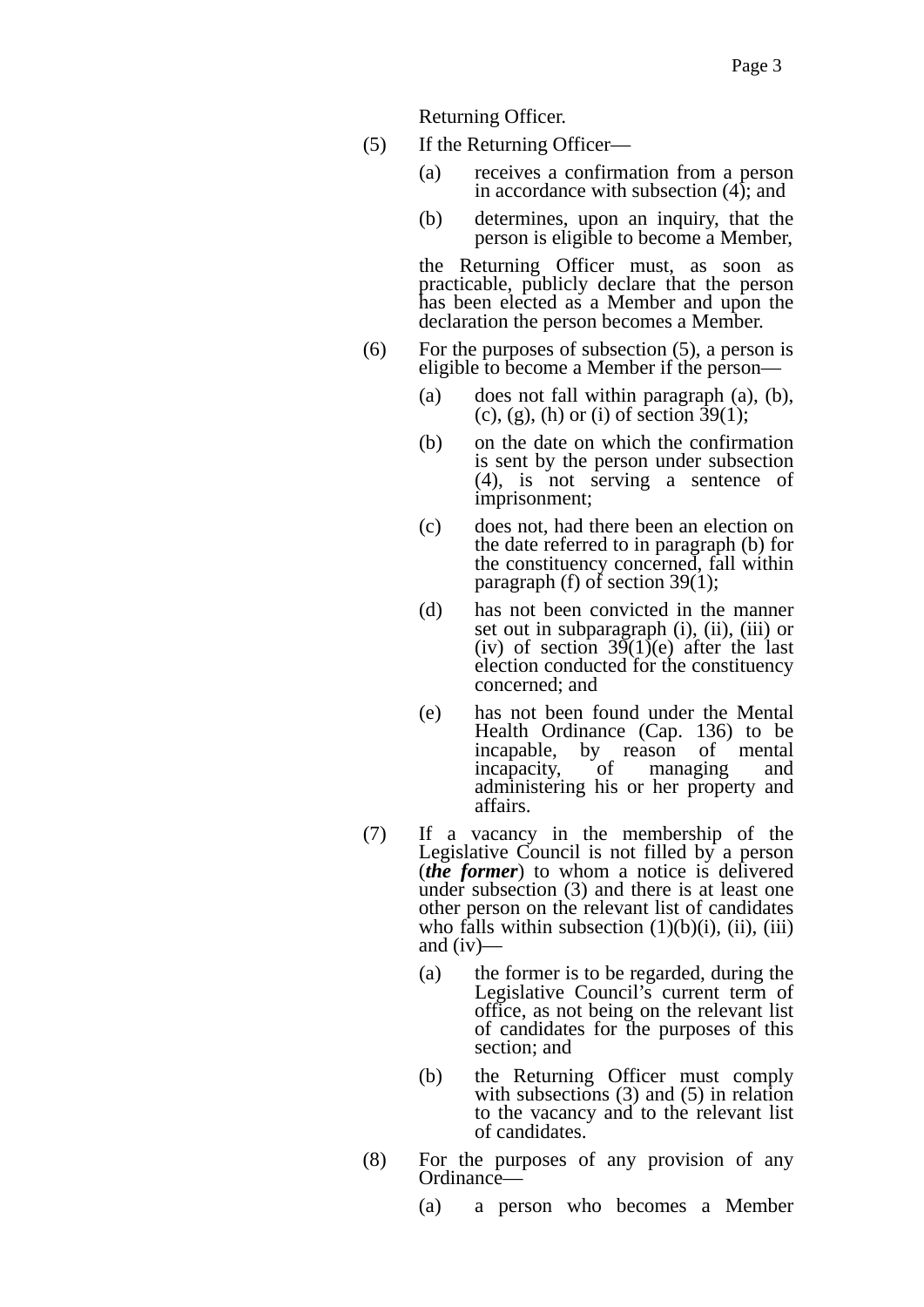Returning Officer.

(5) If the Returning Officer—

(a) receives a confirmation from a person in accordance with subsection (4); and

(b) determines, upon an inquiry, that the person is eligible to become a Member,

the Returning Officer must, as soon as practicable, publicly declare that the person has been elected as a Member and upon the declaration the person becomes a Member.

(6) For the purposes of subsection (5), a person is eligible to become a Member if the person—

(a) does not fall within paragraph (a), (b), (c), (g), (h) or (i) of section 39(1);

(b) on the date on which the confirmation is sent by the person under subsection (4), is not serving a sentence of imprisonment;

(c) does not, had there been an election on the date referred to in paragraph (b) for the constituency concerned, fall within paragraph (f) of section 39(1);

(d) has not been convicted in the manner set out in subparagraph (i), (ii), (iii) or (iv) of section 39(1)(e) after the last election conducted for the constituency concerned; and

(e) has not been found under the Mental Health Ordinance (Cap. 136) to be incapable, by reason of mental incapacity, of managing and administering his or her property and affairs.

(7) If a vacancy in the membership of the Legislative Council is not filled by a person (***the former***) to whom a notice is delivered under subsection (3) and there is at least one other person on the relevant list of candidates who falls within subsection (1)(b)(i), (ii), (iii) and (iv)—

(a) the former is to be regarded, during the Legislative Council's current term of office, as not being on the relevant list of candidates for the purposes of this section; and

(b) the Returning Officer must comply with subsections (3) and (5) in relation to the vacancy and to the relevant list of candidates.

(8) For the purposes of any provision of any Ordinance—

(a) a person who becomes a Member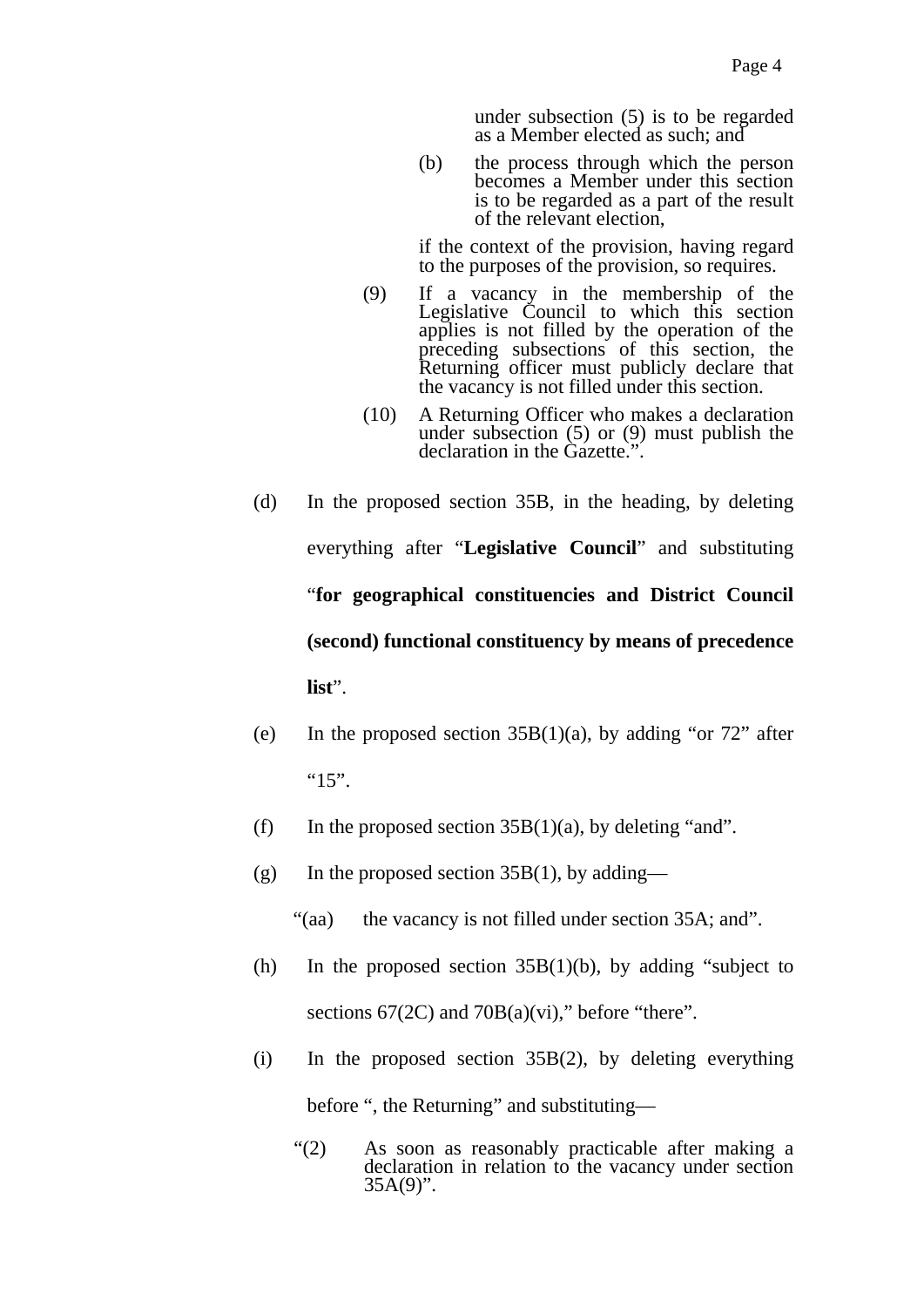under subsection (5) is to be regarded as a Member elected as such; and

(b) the process through which the person becomes a Member under this section is to be regarded as a part of the result of the relevant election,

if the context of the provision, having regard to the purposes of the provision, so requires.

(9) If a vacancy in the membership of the Legislative Council to which this section applies is not filled by the operation of the preceding subsections of this section, the Returning officer must publicly declare that the vacancy is not filled under this section.

(10) A Returning Officer who makes a declaration under subsection (5) or (9) must publish the declaration in the Gazette.".

(d) In the proposed section 35B, in the heading, by deleting everything after "**Legislative Council**" and substituting "**for geographical constituencies and District Council (second) functional constituency by means of precedence list**".

(e) In the proposed section 35B(1)(a), by adding "or 72" after "15".

(f) In the proposed section 35B(1)(a), by deleting "and".

(g) In the proposed section 35B(1), by adding—

"(aa) the vacancy is not filled under section 35A; and".

(h) In the proposed section 35B(1)(b), by adding "subject to sections 67(2C) and 70B(a)(vi)," before "there".

(i) In the proposed section 35B(2), by deleting everything before ", the Returning" and substituting—

"(2) As soon as reasonably practicable after making a declaration in relation to the vacancy under section 35A(9)".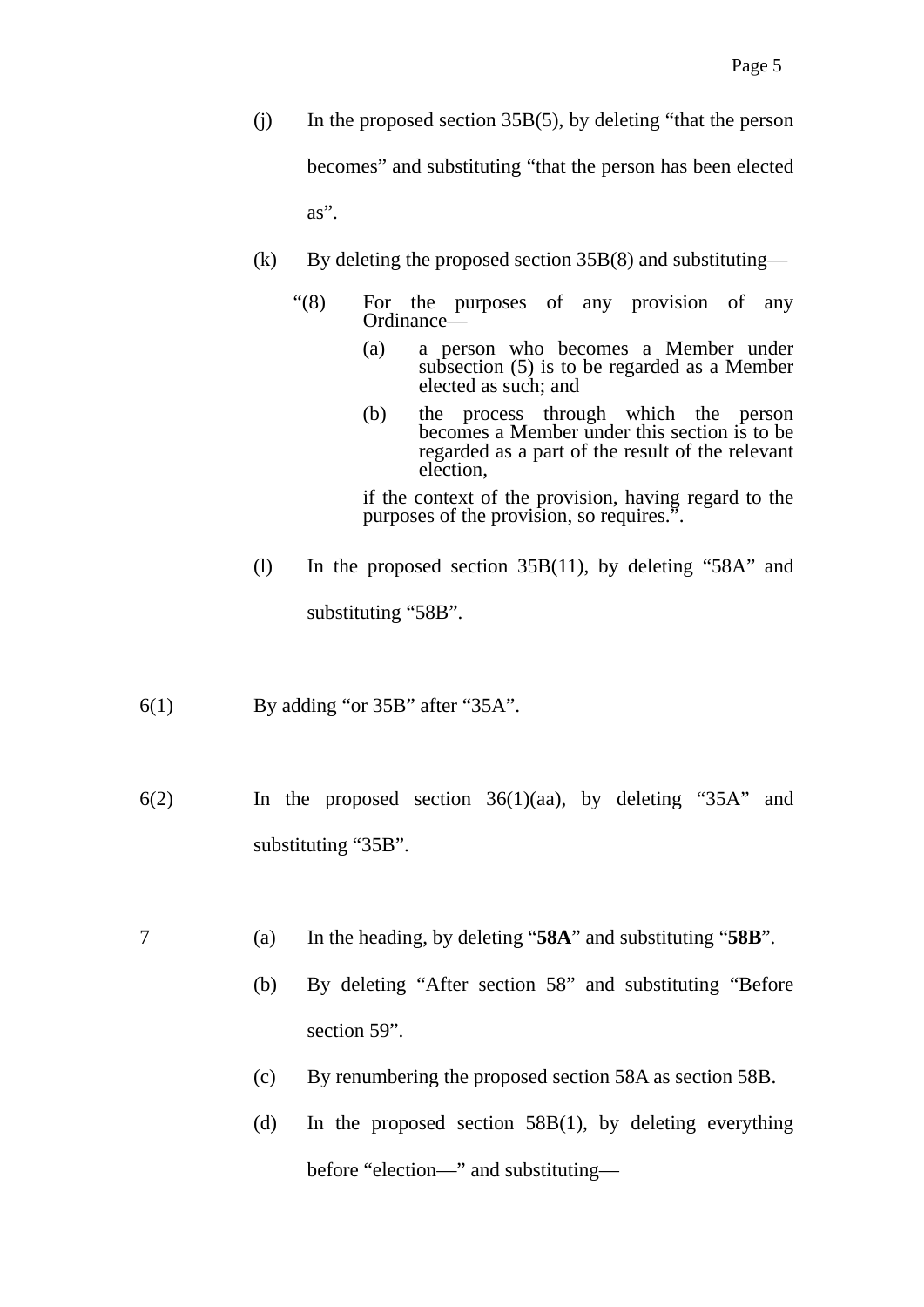(j) In the proposed section 35B(5), by deleting "that the person becomes" and substituting "that the person has been elected as".

(k) By deleting the proposed section 35B(8) and substituting—

"(8) For the purposes of any provision of any Ordinance—

(a) a person who becomes a Member under subsection (5) is to be regarded as a Member elected as such; and

(b) the process through which the person becomes a Member under this section is to be regarded as a part of the result of the relevant election,

if the context of the provision, having regard to the purposes of the provision, so requires.".

(l) In the proposed section 35B(11), by deleting "58A" and substituting "58B".

6(1) By adding "or 35B" after "35A".

6(2) In the proposed section 36(1)(aa), by deleting "35A" and substituting "35B".

7 (a) In the heading, by deleting "**58A**" and substituting "**58B**".

(b) By deleting "After section 58" and substituting "Before section 59".

(c) By renumbering the proposed section 58A as section 58B.

(d) In the proposed section 58B(1), by deleting everything before "election—" and substituting—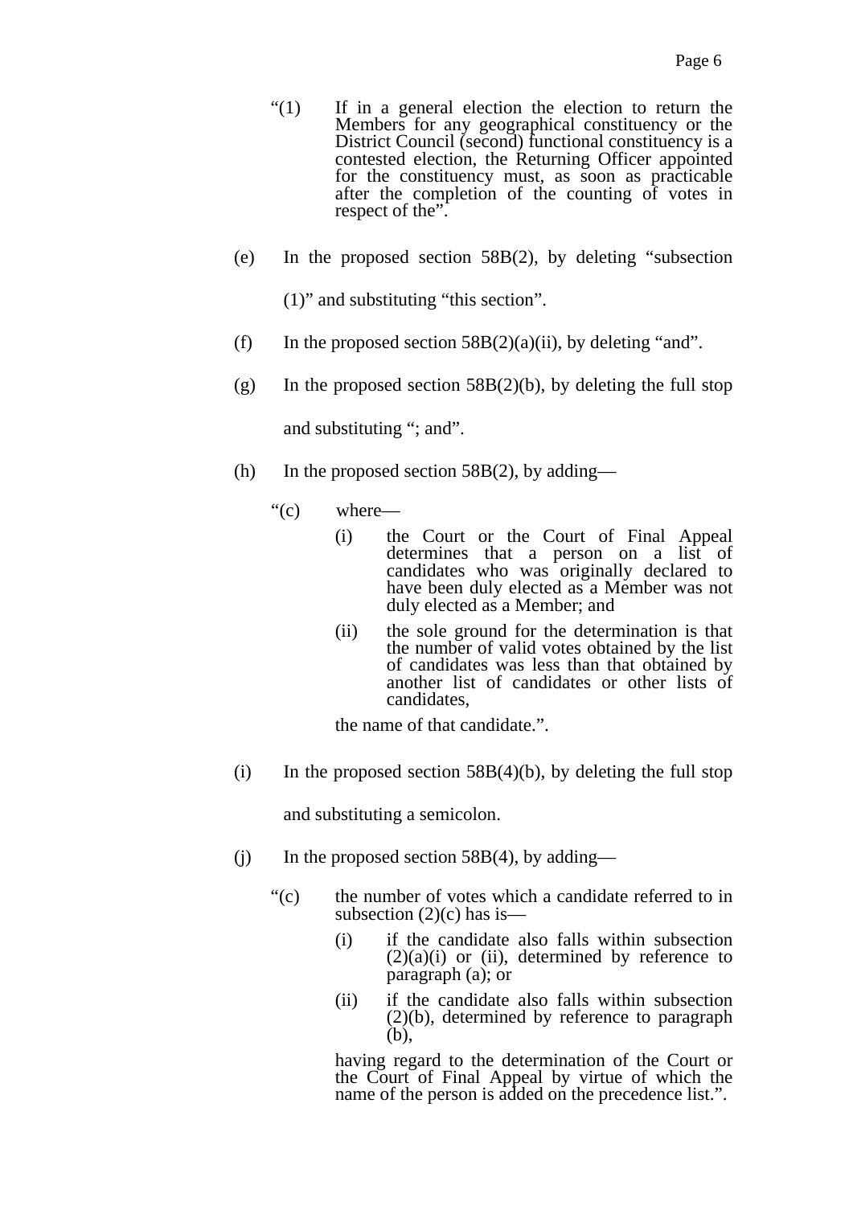"(1) If in a general election the election to return the Members for any geographical constituency or the District Council (second) functional constituency is a contested election, the Returning Officer appointed for the constituency must, as soon as practicable after the completion of the counting of votes in respect of the".

(e) In the proposed section 58B(2), by deleting "subsection (1)" and substituting "this section".

(f) In the proposed section 58B(2)(a)(ii), by deleting "and".

(g) In the proposed section 58B(2)(b), by deleting the full stop and substituting "; and".

(h) In the proposed section 58B(2), by adding—

"(c) where—

(i) the Court or the Court of Final Appeal determines that a person on a list of candidates who was originally declared to have been duly elected as a Member was not duly elected as a Member; and

(ii) the sole ground for the determination is that the number of valid votes obtained by the list of candidates was less than that obtained by another list of candidates or other lists of candidates,

the name of that candidate.".

(i) In the proposed section 58B(4)(b), by deleting the full stop and substituting a semicolon.

(j) In the proposed section 58B(4), by adding—

"(c) the number of votes which a candidate referred to in subsection (2)(c) has is—

(i) if the candidate also falls within subsection (2)(a)(i) or (ii), determined by reference to paragraph (a); or

(ii) if the candidate also falls within subsection (2)(b), determined by reference to paragraph (b),

having regard to the determination of the Court or the Court of Final Appeal by virtue of which the name of the person is added on the precedence list.".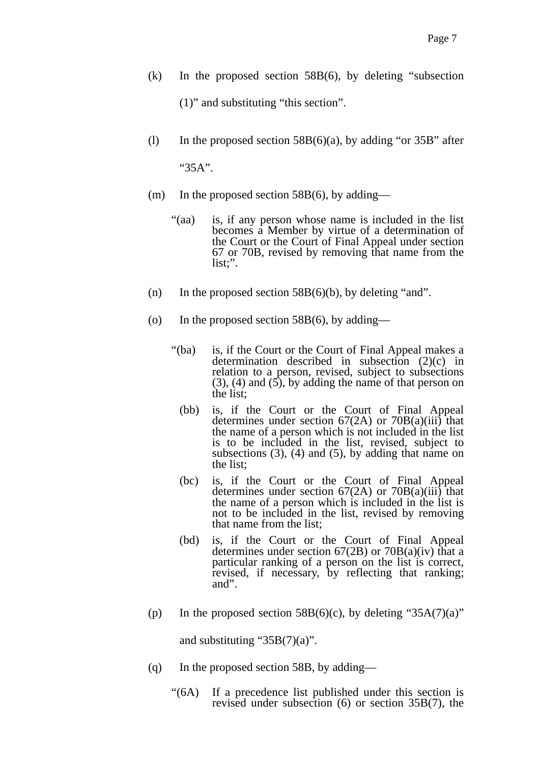(k) In the proposed section 58B(6), by deleting “subsection (1)” and substituting “this section”.

(l) In the proposed section 58B(6)(a), by adding “or 35B” after “35A”.

(m) In the proposed section 58B(6), by adding—

> “(aa) is, if any person whose name is included in the list becomes a Member by virtue of a determination of the Court or the Court of Final Appeal under section 67 or 70B, revised by removing that name from the list;”.

(n) In the proposed section 58B(6)(b), by deleting “and”.

(o) In the proposed section 58B(6), by adding—

> “(ba) is, if the Court or the Court of Final Appeal makes a determination described in subsection (2)(c) in relation to a person, revised, subject to subsections (3), (4) and (5), by adding the name of that person on the list;
>
> (bb) is, if the Court or the Court of Final Appeal determines under section 67(2A) or 70B(a)(iii) that the name of a person which is not included in the list is to be included in the list, revised, subject to subsections (3), (4) and (5), by adding that name on the list;
>
> (bc) is, if the Court or the Court of Final Appeal determines under section 67(2A) or 70B(a)(iii) that the name of a person which is included in the list is not to be included in the list, revised by removing that name from the list;
>
> (bd) is, if the Court or the Court of Final Appeal determines under section 67(2B) or 70B(a)(iv) that a particular ranking of a person on the list is correct, revised, if necessary, by reflecting that ranking; and”.

(p) In the proposed section 58B(6)(c), by deleting “35A(7)(a)” and substituting “35B(7)(a)”.

(q) In the proposed section 58B, by adding—

> “(6A) If a precedence list published under this section is revised under subsection (6) or section 35B(7), the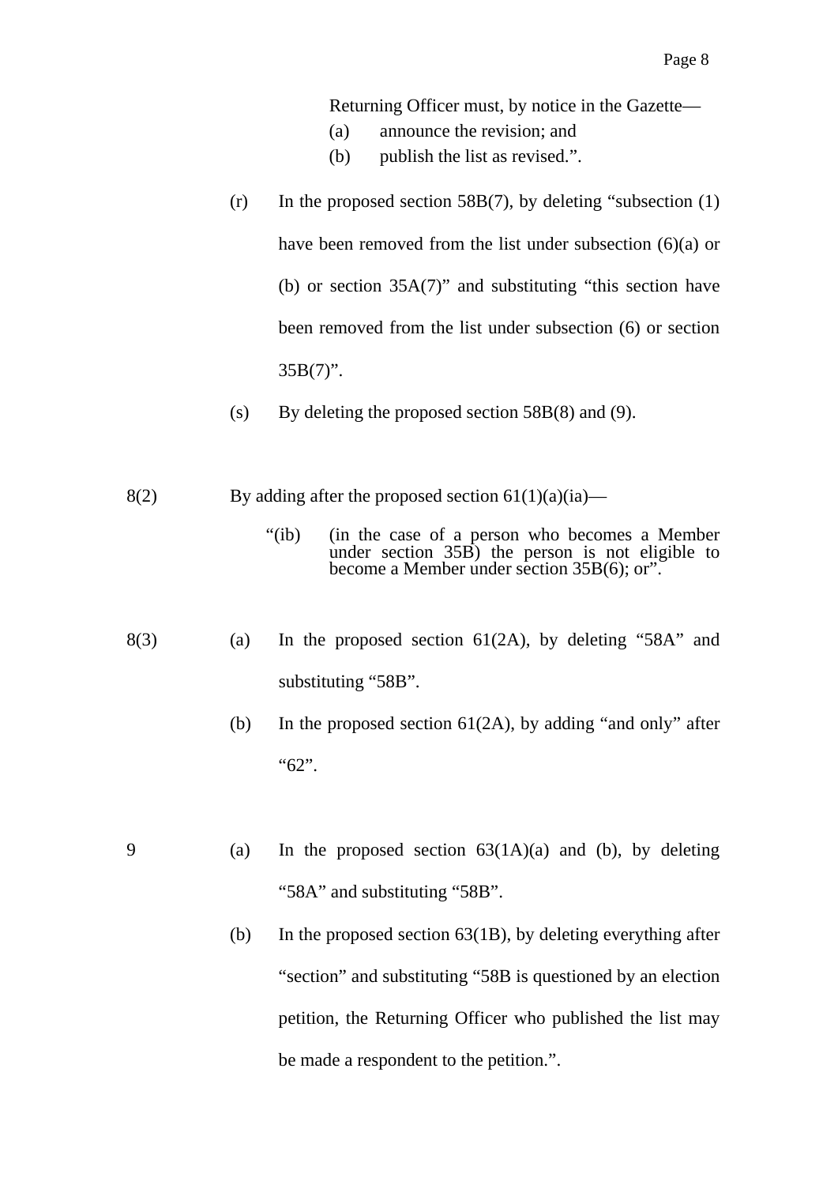Returning Officer must, by notice in the Gazette—

(a) announce the revision; and

(b) publish the list as revised.”.

(r) In the proposed section 58B(7), by deleting “subsection (1) have been removed from the list under subsection (6)(a) or (b) or section 35A(7)” and substituting “this section have been removed from the list under subsection (6) or section 35B(7)”.

(s) By deleting the proposed section 58B(8) and (9).

8(2) By adding after the proposed section 61(1)(a)(ia)—

“(ib) (in the case of a person who becomes a Member under section 35B) the person is not eligible to become a Member under section 35B(6); or”.

8(3) (a) In the proposed section 61(2A), by deleting “58A” and substituting “58B”.

(b) In the proposed section 61(2A), by adding “and only” after “62”.

9 (a) In the proposed section 63(1A)(a) and (b), by deleting “58A” and substituting “58B”.

(b) In the proposed section 63(1B), by deleting everything after “section” and substituting “58B is questioned by an election petition, the Returning Officer who published the list may be made a respondent to the petition.”.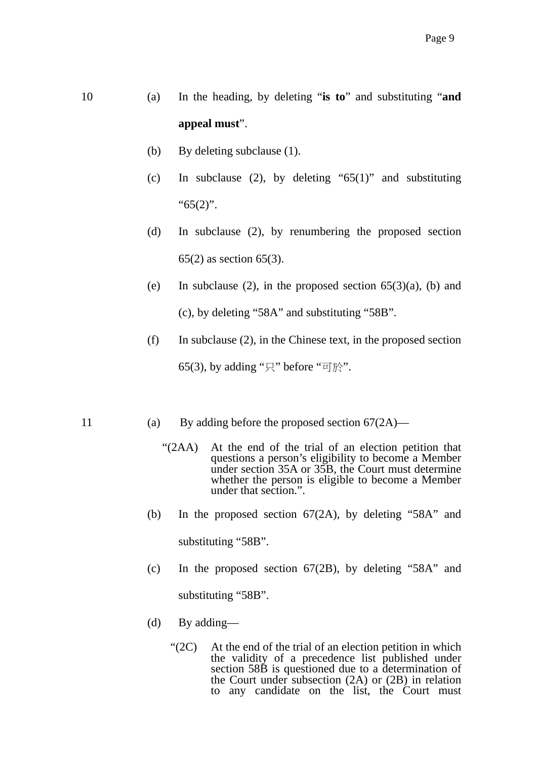10 (a) In the heading, by deleting "**is to**" and substituting "**and appeal must**".

(b) By deleting subclause (1).

(c) In subclause (2), by deleting "65(1)" and substituting "65(2)".

(d) In subclause (2), by renumbering the proposed section 65(2) as section 65(3).

(e) In subclause (2), in the proposed section 65(3)(a), (b) and (c), by deleting "58A" and substituting "58B".

(f) In subclause (2), in the Chinese text, in the proposed section 65(3), by adding "只" before "可於".

11 (a) By adding before the proposed section 67(2A)—

"(2AA) At the end of the trial of an election petition that questions a person's eligibility to become a Member under section 35A or 35B, the Court must determine whether the person is eligible to become a Member under that section.".

(b) In the proposed section 67(2A), by deleting "58A" and substituting "58B".

(c) In the proposed section 67(2B), by deleting "58A" and substituting "58B".

(d) By adding—

"(2C) At the end of the trial of an election petition in which the validity of a precedence list published under section 58B is questioned due to a determination of the Court under subsection (2A) or (2B) in relation to any candidate on the list, the Court must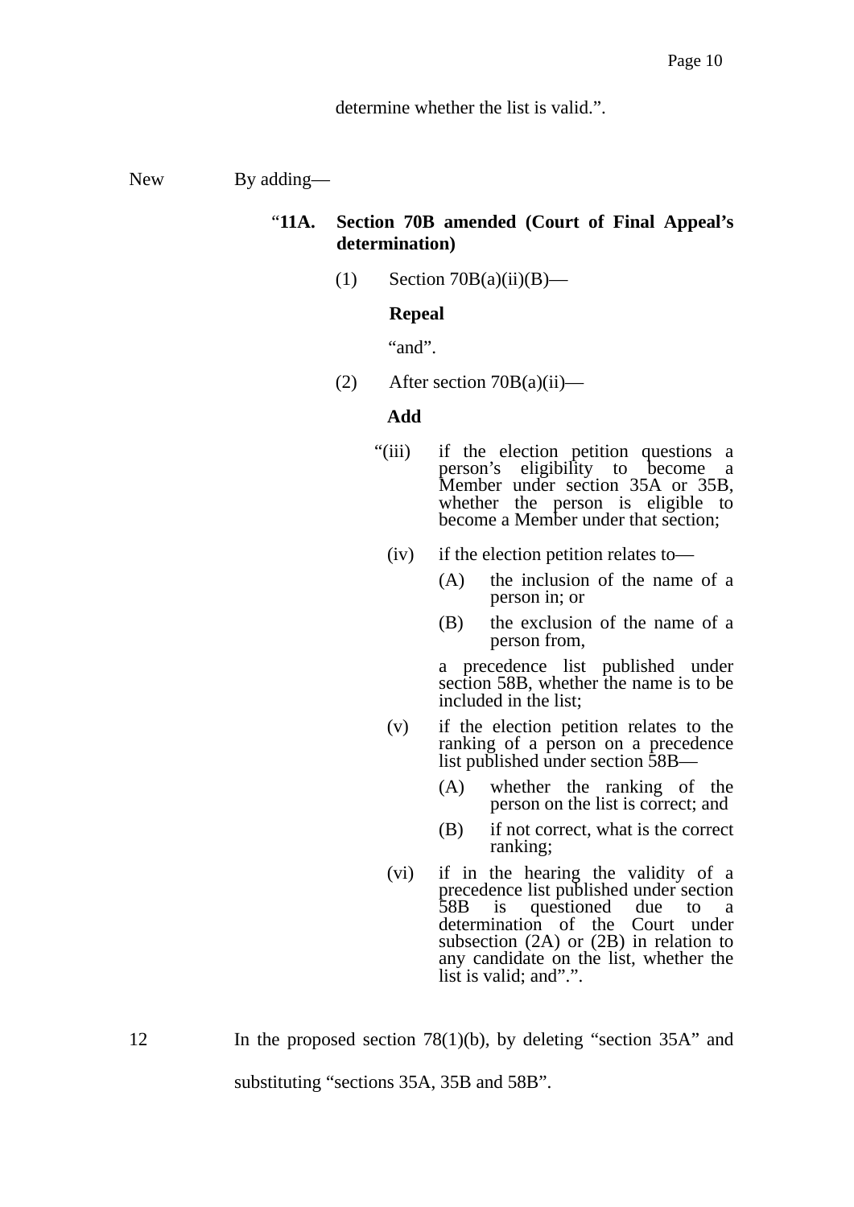determine whether the list is valid.”.

New By adding—

“**11A. Section 70B amended (Court of Final Appeal’s determination)**

(1) Section 70B(a)(ii)(B)—

**Repeal**

“and”.

(2) After section 70B(a)(ii)—

**Add**

“(iii) if the election petition questions a person’s eligibility to become a Member under section 35A or 35B, whether the person is eligible to become a Member under that section;

(iv) if the election petition relates to—

(A) the inclusion of the name of a person in; or

(B) the exclusion of the name of a person from,

a precedence list published under section 58B, whether the name is to be included in the list;

(v) if the election petition relates to the ranking of a person on a precedence list published under section 58B—

(A) whether the ranking of the person on the list is correct; and

(B) if not correct, what is the correct ranking;

(vi) if in the hearing the validity of a precedence list published under section 58B is questioned due to a determination of the Court under subsection (2A) or (2B) in relation to any candidate on the list, whether the list is valid; and”.”.

12 In the proposed section 78(1)(b), by deleting “section 35A” and substituting “sections 35A, 35B and 58B”.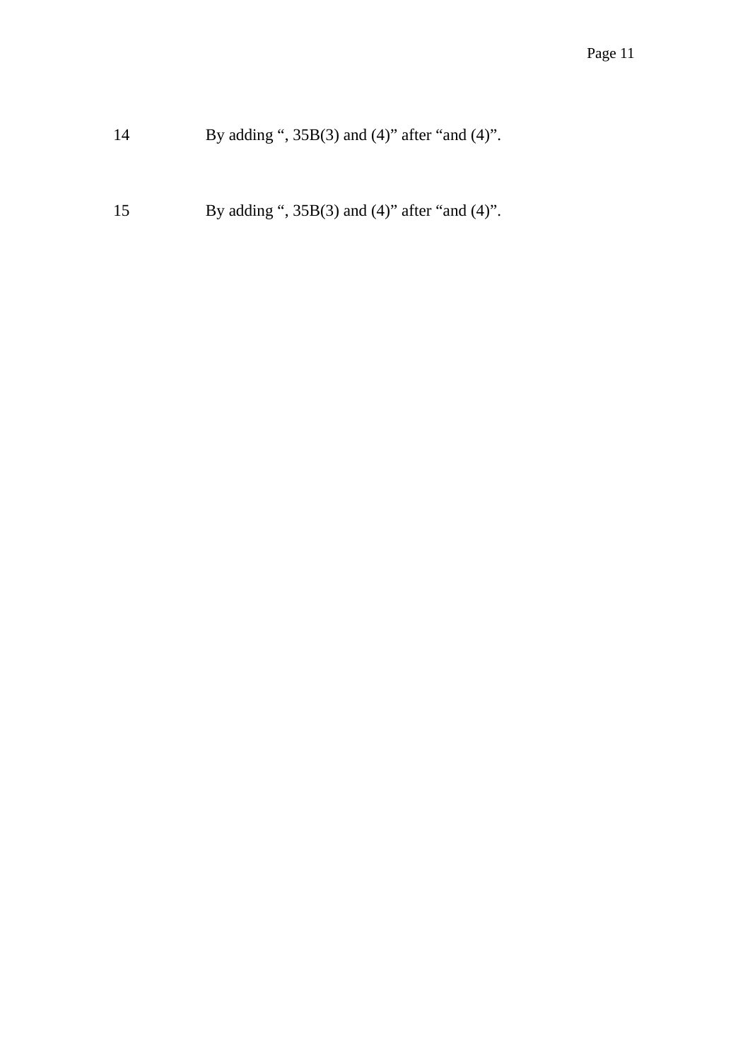14 By adding ", 35B(3) and (4)" after "and (4)".

15 By adding ", 35B(3) and (4)" after "and (4)".